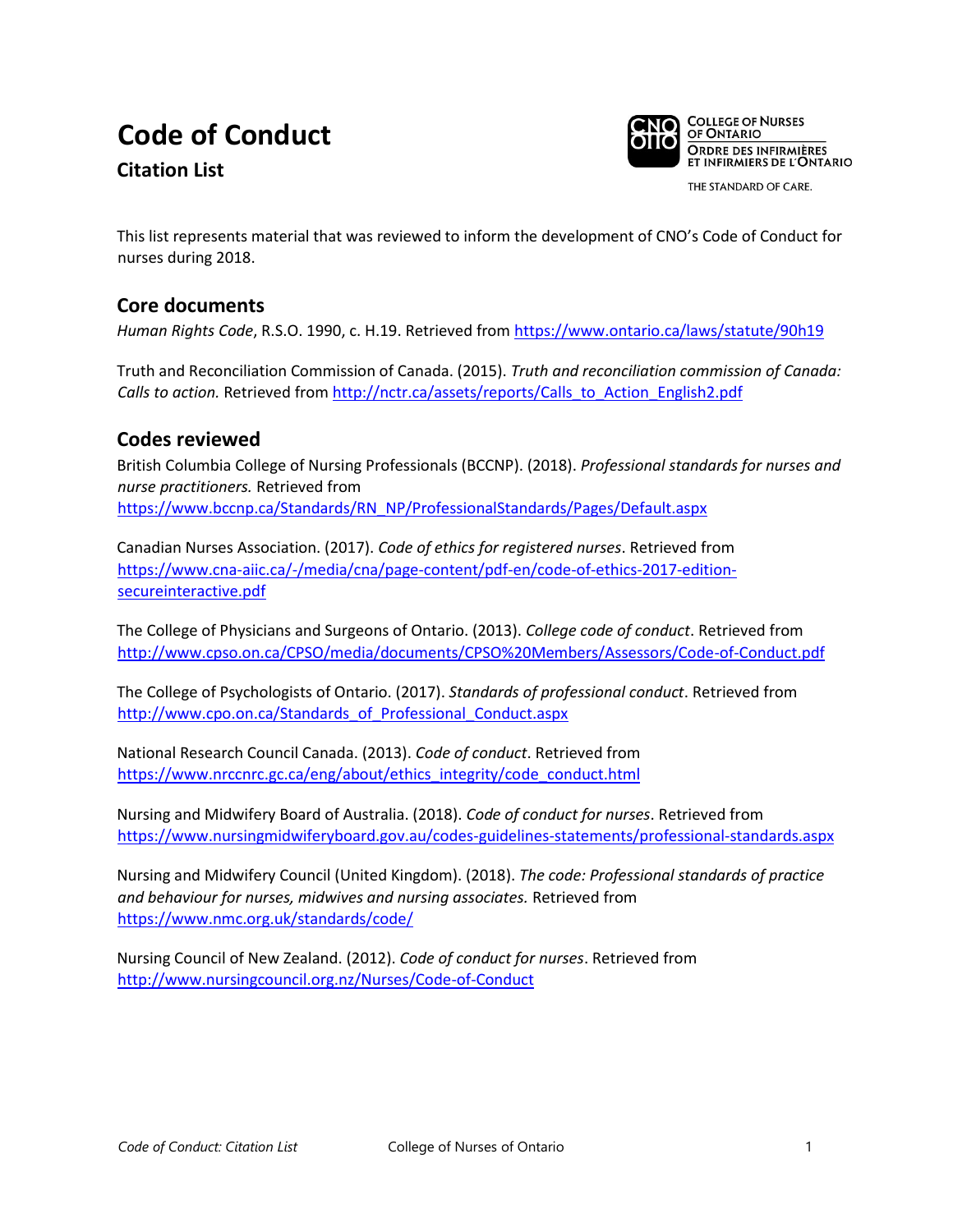# Code of Conduct

## Citation List

This list represents material that was reviewed to inform the development of CNO's Code of Conduct for nurses during 2018.

## Core documents

*Human Rights Code*, R.S.O. 1990, c. H.19. Retrieved from https://www.ontario.ca/laws/statute/90h19

Truth and Reconciliation Commission of Canada. (2015). *Truth and reconciliation commission of Canada: Calls to action.* Retrieved from http://nctr.ca/assets/reports/Calls_to_Action_English2.pdf

## Codes reviewed

British Columbia College of Nursing Professionals (BCCNP). (2018). *Professional standards for nurses and nurse practitioners.* Retrieved from https://www.bccnp.ca/Standards/RN_NP/ProfessionalStandards/Pages/Default.aspx

Canadian Nurses Association. (2017). *Code of ethics for registered nurses*. Retrieved from https://www.cna-aiic.ca/-/media/cna/page-content/pdf-en/code-of-ethics-2017-edition-secureinteractive.pdf

The College of Physicians and Surgeons of Ontario. (2013). *College code of conduct*. Retrieved from http://www.cpso.on.ca/CPSO/media/documents/CPSO%20Members/Assessors/Code-of-Conduct.pdf

The College of Psychologists of Ontario. (2017). *Standards of professional conduct*. Retrieved from http://www.cpo.on.ca/Standards_of_Professional_Conduct.aspx

National Research Council Canada. (2013). *Code of conduct*. Retrieved from https://www.nrccnrc.gc.ca/eng/about/ethics_integrity/code_conduct.html

Nursing and Midwifery Board of Australia. (2018). *Code of conduct for nurses*. Retrieved from https://www.nursingmidwiferyboard.gov.au/codes-guidelines-statements/professional-standards.aspx

Nursing and Midwifery Council (United Kingdom). (2018). *The code: Professional standards of practice and behaviour for nurses, midwives and nursing associates.* Retrieved from https://www.nmc.org.uk/standards/code/

Nursing Council of New Zealand. (2012). *Code of conduct for nurses*. Retrieved from http://www.nursingcouncil.org.nz/Nurses/Code-of-Conduct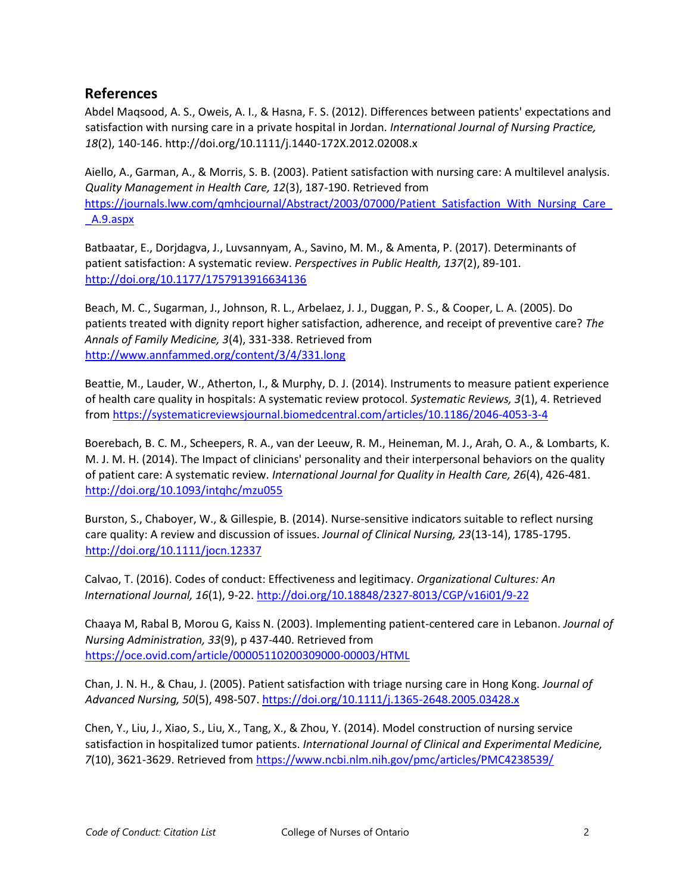## References

Abdel Maqsood, A. S., Oweis, A. I., & Hasna, F. S. (2012). Differences between patients' expectations and satisfaction with nursing care in a private hospital in Jordan. *International Journal of Nursing Practice, 18*(2), 140-146. http://doi.org/10.1111/j.1440-172X.2012.02008.x

Aiello, A., Garman, A., & Morris, S. B. (2003). Patient satisfaction with nursing care: A multilevel analysis. *Quality Management in Health Care, 12*(3), 187-190. Retrieved from https://journals.lww.com/qmhcjournal/Abstract/2003/07000/Patient_Satisfaction_With_Nursing_Care__A.9.aspx

Batbaatar, E., Dorjdagva, J., Luvsannyam, A., Savino, M. M., & Amenta, P. (2017). Determinants of patient satisfaction: A systematic review. *Perspectives in Public Health, 137*(2), 89-101. http://doi.org/10.1177/1757913916634136

Beach, M. C., Sugarman, J., Johnson, R. L., Arbelaez, J. J., Duggan, P. S., & Cooper, L. A. (2005). Do patients treated with dignity report higher satisfaction, adherence, and receipt of preventive care? *The Annals of Family Medicine, 3*(4), 331-338. Retrieved from http://www.annfammed.org/content/3/4/331.long

Beattie, M., Lauder, W., Atherton, I., & Murphy, D. J. (2014). Instruments to measure patient experience of health care quality in hospitals: A systematic review protocol. *Systematic Reviews, 3*(1), 4. Retrieved from https://systematicreviewsjournal.biomedcentral.com/articles/10.1186/2046-4053-3-4

Boerebach, B. C. M., Scheepers, R. A., van der Leeuw, R. M., Heineman, M. J., Arah, O. A., & Lombarts, K. M. J. M. H. (2014). The Impact of clinicians' personality and their interpersonal behaviors on the quality of patient care: A systematic review. *International Journal for Quality in Health Care, 26*(4), 426-481. http://doi.org/10.1093/intqhc/mzu055

Burston, S., Chaboyer, W., & Gillespie, B. (2014). Nurse-sensitive indicators suitable to reflect nursing care quality: A review and discussion of issues. *Journal of Clinical Nursing, 23*(13-14), 1785-1795. http://doi.org/10.1111/jocn.12337

Calvao, T. (2016). Codes of conduct: Effectiveness and legitimacy. *Organizational Cultures: An International Journal, 16*(1), 9-22. http://doi.org/10.18848/2327-8013/CGP/v16i01/9-22

Chaaya M, Rabal B, Morou G, Kaiss N. (2003). Implementing patient-centered care in Lebanon. *Journal of Nursing Administration, 33*(9), p 437-440. Retrieved from https://oce.ovid.com/article/00005110200309000-00003/HTML

Chan, J. N. H., & Chau, J. (2005). Patient satisfaction with triage nursing care in Hong Kong. *Journal of Advanced Nursing, 50*(5), 498-507. https://doi.org/10.1111/j.1365-2648.2005.03428.x

Chen, Y., Liu, J., Xiao, S., Liu, X., Tang, X., & Zhou, Y. (2014). Model construction of nursing service satisfaction in hospitalized tumor patients. *International Journal of Clinical and Experimental Medicine, 7*(10), 3621-3629. Retrieved from https://www.ncbi.nlm.nih.gov/pmc/articles/PMC4238539/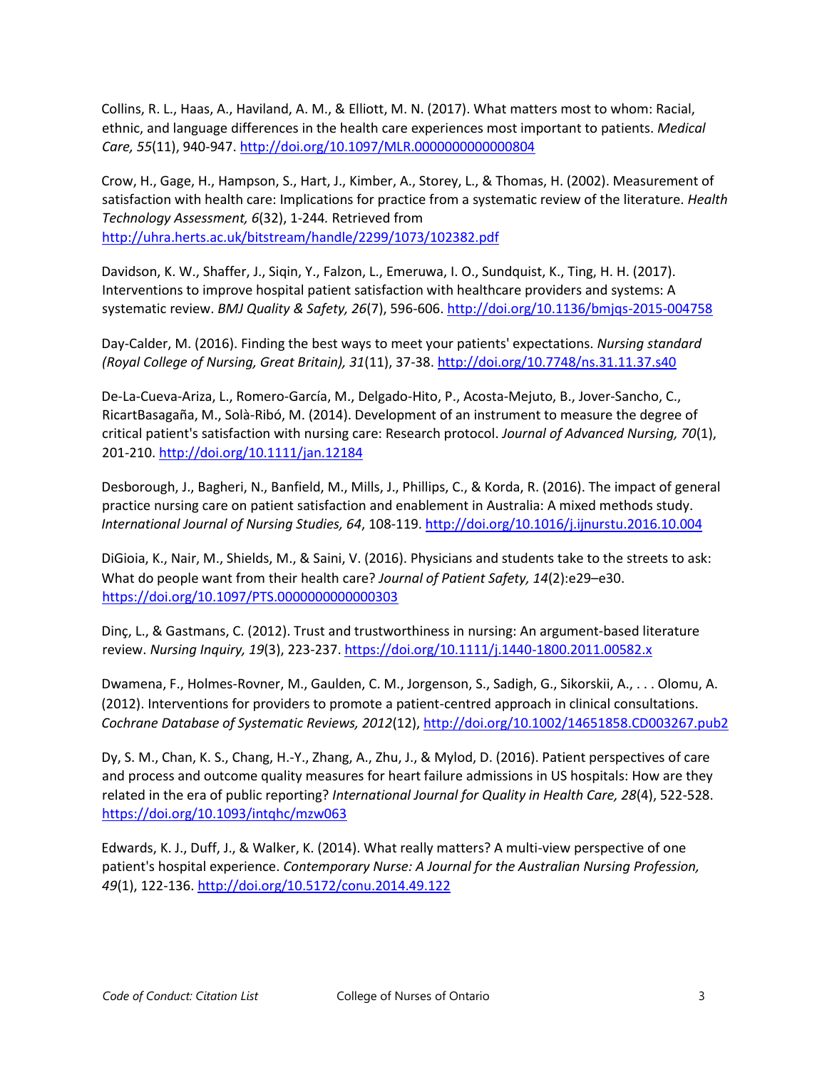Collins, R. L., Haas, A., Haviland, A. M., & Elliott, M. N. (2017). What matters most to whom: Racial, ethnic, and language differences in the health care experiences most important to patients. *Medical Care, 55*(11), 940-947. http://doi.org/10.1097/MLR.0000000000000804

Crow, H., Gage, H., Hampson, S., Hart, J., Kimber, A., Storey, L., & Thomas, H. (2002). Measurement of satisfaction with health care: Implications for practice from a systematic review of the literature. *Health Technology Assessment, 6*(32), 1-244*.* Retrieved from http://uhra.herts.ac.uk/bitstream/handle/2299/1073/102382.pdf

Davidson, K. W., Shaffer, J., Siqin, Y., Falzon, L., Emeruwa, I. O., Sundquist, K., Ting, H. H. (2017). Interventions to improve hospital patient satisfaction with healthcare providers and systems: A systematic review. *BMJ Quality & Safety, 26*(7), 596-606. http://doi.org/10.1136/bmjqs-2015-004758

Day-Calder, M. (2016). Finding the best ways to meet your patients' expectations. *Nursing standard (Royal College of Nursing, Great Britain), 31*(11), 37-38. http://doi.org/10.7748/ns.31.11.37.s40

De-La-Cueva-Ariza, L., Romero-García, M., Delgado-Hito, P., Acosta-Mejuto, B., Jover-Sancho, C., RicartBasagaña, M., Solà-Ribó, M. (2014). Development of an instrument to measure the degree of critical patient's satisfaction with nursing care: Research protocol. *Journal of Advanced Nursing, 70*(1), 201-210. http://doi.org/10.1111/jan.12184

Desborough, J., Bagheri, N., Banfield, M., Mills, J., Phillips, C., & Korda, R. (2016). The impact of general practice nursing care on patient satisfaction and enablement in Australia: A mixed methods study. *International Journal of Nursing Studies, 64*, 108-119. http://doi.org/10.1016/j.ijnurstu.2016.10.004

DiGioia, K., Nair, M., Shields, M., & Saini, V. (2016). Physicians and students take to the streets to ask: What do people want from their health care? *Journal of Patient Safety, 14*(2):e29–e30. https://doi.org/10.1097/PTS.0000000000000303

Dinç, L., & Gastmans, C. (2012). Trust and trustworthiness in nursing: An argument-based literature review. *Nursing Inquiry, 19*(3), 223-237. https://doi.org/10.1111/j.1440-1800.2011.00582.x

Dwamena, F., Holmes-Rovner, M., Gaulden, C. M., Jorgenson, S., Sadigh, G., Sikorskii, A., . . . Olomu, A. (2012). Interventions for providers to promote a patient-centred approach in clinical consultations. *Cochrane Database of Systematic Reviews, 2012*(12), http://doi.org/10.1002/14651858.CD003267.pub2

Dy, S. M., Chan, K. S., Chang, H.-Y., Zhang, A., Zhu, J., & Mylod, D. (2016). Patient perspectives of care and process and outcome quality measures for heart failure admissions in US hospitals: How are they related in the era of public reporting? *International Journal for Quality in Health Care, 28*(4), 522-528. https://doi.org/10.1093/intqhc/mzw063

Edwards, K. J., Duff, J., & Walker, K. (2014). What really matters? A multi-view perspective of one patient's hospital experience. *Contemporary Nurse: A Journal for the Australian Nursing Profession, 49*(1), 122-136. http://doi.org/10.5172/conu.2014.49.122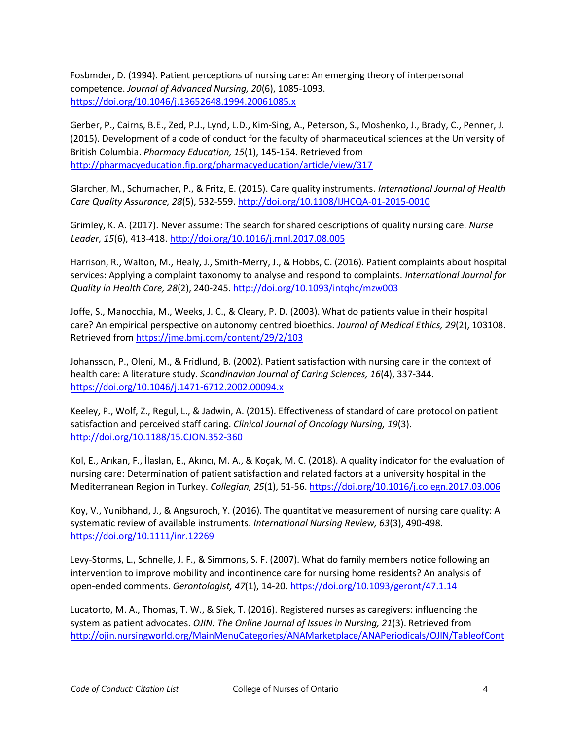Fosbmder, D. (1994). Patient perceptions of nursing care: An emerging theory of interpersonal competence. *Journal of Advanced Nursing, 20*(6), 1085-1093. https://doi.org/10.1046/j.13652648.1994.20061085.x

Gerber, P., Cairns, B.E., Zed, P.J., Lynd, L.D., Kim-Sing, A., Peterson, S., Moshenko, J., Brady, C., Penner, J. (2015). Development of a code of conduct for the faculty of pharmaceutical sciences at the University of British Columbia. *Pharmacy Education, 15*(1), 145-154. Retrieved from http://pharmacyeducation.fip.org/pharmacyeducation/article/view/317

Glarcher, M., Schumacher, P., & Fritz, E. (2015). Care quality instruments. *International Journal of Health Care Quality Assurance, 28*(5), 532-559. http://doi.org/10.1108/IJHCQA-01-2015-0010

Grimley, K. A. (2017). Never assume: The search for shared descriptions of quality nursing care. *Nurse Leader, 15*(6), 413-418. http://doi.org/10.1016/j.mnl.2017.08.005

Harrison, R., Walton, M., Healy, J., Smith-Merry, J., & Hobbs, C. (2016). Patient complaints about hospital services: Applying a complaint taxonomy to analyse and respond to complaints. *International Journal for Quality in Health Care, 28*(2), 240-245. http://doi.org/10.1093/intqhc/mzw003

Joffe, S., Manocchia, M., Weeks, J. C., & Cleary, P. D. (2003). What do patients value in their hospital care? An empirical perspective on autonomy centred bioethics. *Journal of Medical Ethics, 29*(2), 103108. Retrieved from https://jme.bmj.com/content/29/2/103

Johansson, P., Oleni, M., & Fridlund, B. (2002). Patient satisfaction with nursing care in the context of health care: A literature study. *Scandinavian Journal of Caring Sciences, 16*(4), 337-344. https://doi.org/10.1046/j.1471-6712.2002.00094.x

Keeley, P., Wolf, Z., Regul, L., & Jadwin, A. (2015). Effectiveness of standard of care protocol on patient satisfaction and perceived staff caring. *Clinical Journal of Oncology Nursing, 19*(3). http://doi.org/10.1188/15.CJON.352-360

Kol, E., Arıkan, F., İlaslan, E., Akıncı, M. A., & Koçak, M. C. (2018). A quality indicator for the evaluation of nursing care: Determination of patient satisfaction and related factors at a university hospital in the Mediterranean Region in Turkey. *Collegian, 25*(1), 51-56. https://doi.org/10.1016/j.colegn.2017.03.006

Koy, V., Yunibhand, J., & Angsuroch, Y. (2016). The quantitative measurement of nursing care quality: A systematic review of available instruments. *International Nursing Review, 63*(3), 490-498. https://doi.org/10.1111/inr.12269

Levy-Storms, L., Schnelle, J. F., & Simmons, S. F. (2007). What do family members notice following an intervention to improve mobility and incontinence care for nursing home residents? An analysis of open-ended comments. *Gerontologist, 47*(1), 14-20. https://doi.org/10.1093/geront/47.1.14

Lucatorto, M. A., Thomas, T. W., & Siek, T. (2016). Registered nurses as caregivers: influencing the system as patient advocates. *OJIN: The Online Journal of Issues in Nursing, 21*(3). Retrieved from http://ojin.nursingworld.org/MainMenuCategories/ANAMarketplace/ANAPeriodicals/OJIN/TableofCont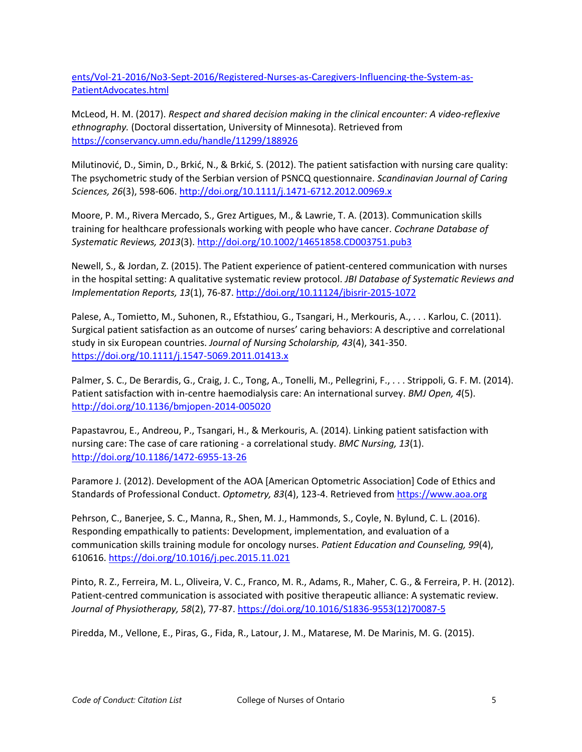ents/Vol-21-2016/No3-Sept-2016/Registered-Nurses-as-Caregivers-Influencing-the-System-as-PatientAdvocates.html

McLeod, H. M. (2017). *Respect and shared decision making in the clinical encounter: A video-reflexive ethnography.* (Doctoral dissertation, University of Minnesota). Retrieved from https://conservancy.umn.edu/handle/11299/188926

Milutinović, D., Simin, D., Brkić, N., & Brkić, S. (2012). The patient satisfaction with nursing care quality: The psychometric study of the Serbian version of PSNCQ questionnaire. *Scandinavian Journal of Caring Sciences, 26*(3), 598-606. http://doi.org/10.1111/j.1471-6712.2012.00969.x

Moore, P. M., Rivera Mercado, S., Grez Artigues, M., & Lawrie, T. A. (2013). Communication skills training for healthcare professionals working with people who have cancer. *Cochrane Database of Systematic Reviews, 2013*(3). http://doi.org/10.1002/14651858.CD003751.pub3

Newell, S., & Jordan, Z. (2015). The Patient experience of patient-centered communication with nurses in the hospital setting: A qualitative systematic review protocol. *JBI Database of Systematic Reviews and Implementation Reports, 13*(1), 76-87. http://doi.org/10.11124/jbisrir-2015-1072

Palese, A., Tomietto, M., Suhonen, R., Efstathiou, G., Tsangari, H., Merkouris, A., . . . Karlou, C. (2011). Surgical patient satisfaction as an outcome of nurses' caring behaviors: A descriptive and correlational study in six European countries. *Journal of Nursing Scholarship, 43*(4), 341-350. https://doi.org/10.1111/j.1547-5069.2011.01413.x

Palmer, S. C., De Berardis, G., Craig, J. C., Tong, A., Tonelli, M., Pellegrini, F., . . . Strippoli, G. F. M. (2014). Patient satisfaction with in-centre haemodialysis care: An international survey. *BMJ Open, 4*(5). http://doi.org/10.1136/bmjopen-2014-005020

Papastavrou, E., Andreou, P., Tsangari, H., & Merkouris, A. (2014). Linking patient satisfaction with nursing care: The case of care rationing - a correlational study. *BMC Nursing, 13*(1). http://doi.org/10.1186/1472-6955-13-26

Paramore J. (2012). Development of the AOA [American Optometric Association] Code of Ethics and Standards of Professional Conduct. *Optometry, 83*(4), 123-4. Retrieved from https://www.aoa.org

Pehrson, C., Banerjee, S. C., Manna, R., Shen, M. J., Hammonds, S., Coyle, N. Bylund, C. L. (2016). Responding empathically to patients: Development, implementation, and evaluation of a communication skills training module for oncology nurses. *Patient Education and Counseling, 99*(4), 610616. https://doi.org/10.1016/j.pec.2015.11.021

Pinto, R. Z., Ferreira, M. L., Oliveira, V. C., Franco, M. R., Adams, R., Maher, C. G., & Ferreira, P. H. (2012). Patient-centred communication is associated with positive therapeutic alliance: A systematic review. *Journal of Physiotherapy, 58*(2), 77-87. https://doi.org/10.1016/S1836-9553(12)70087-5

Piredda, M., Vellone, E., Piras, G., Fida, R., Latour, J. M., Matarese, M. De Marinis, M. G. (2015).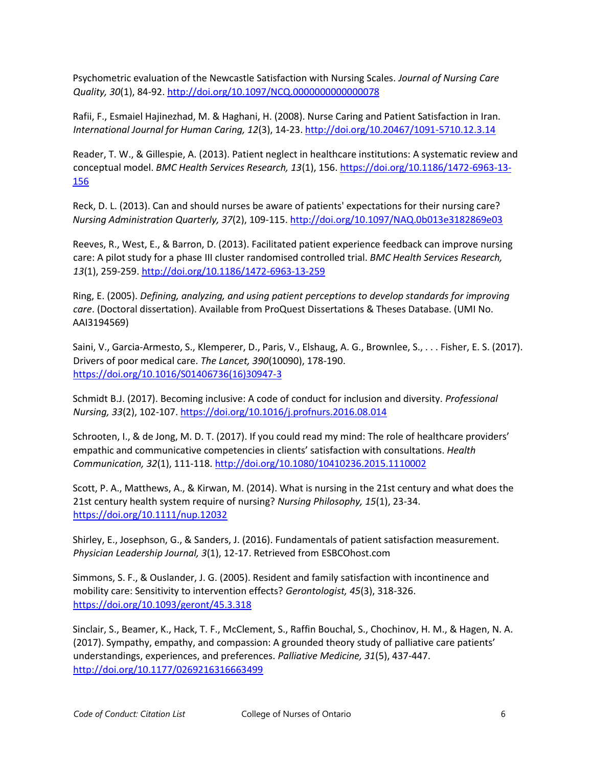Psychometric evaluation of the Newcastle Satisfaction with Nursing Scales. *Journal of Nursing Care Quality, 30*(1), 84-92. http://doi.org/10.1097/NCQ.0000000000000078

Rafii, F., Esmaiel Hajinezhad, M. & Haghani, H. (2008). Nurse Caring and Patient Satisfaction in Iran. *International Journal for Human Caring, 12*(3), 14-23. http://doi.org/10.20467/1091-5710.12.3.14

Reader, T. W., & Gillespie, A. (2013). Patient neglect in healthcare institutions: A systematic review and conceptual model. *BMC Health Services Research, 13*(1), 156. https://doi.org/10.1186/1472-6963-13-156

Reck, D. L. (2013). Can and should nurses be aware of patients' expectations for their nursing care? *Nursing Administration Quarterly, 37*(2), 109-115. http://doi.org/10.1097/NAQ.0b013e3182869e03

Reeves, R., West, E., & Barron, D. (2013). Facilitated patient experience feedback can improve nursing care: A pilot study for a phase III cluster randomised controlled trial. *BMC Health Services Research, 13*(1), 259-259. http://doi.org/10.1186/1472-6963-13-259

Ring, E. (2005). *Defining, analyzing, and using patient perceptions to develop standards for improving care*. (Doctoral dissertation). Available from ProQuest Dissertations & Theses Database. (UMI No. AAI3194569)

Saini, V., Garcia-Armesto, S., Klemperer, D., Paris, V., Elshaug, A. G., Brownlee, S., . . . Fisher, E. S. (2017). Drivers of poor medical care. *The Lancet, 390*(10090), 178-190. https://doi.org/10.1016/S01406736(16)30947-3

Schmidt B.J. (2017). Becoming inclusive: A code of conduct for inclusion and diversity. *Professional Nursing, 33*(2), 102-107. https://doi.org/10.1016/j.profnurs.2016.08.014

Schrooten, I., & de Jong, M. D. T. (2017). If you could read my mind: The role of healthcare providers' empathic and communicative competencies in clients' satisfaction with consultations. *Health Communication, 32*(1), 111-118. http://doi.org/10.1080/10410236.2015.1110002

Scott, P. A., Matthews, A., & Kirwan, M. (2014). What is nursing in the 21st century and what does the 21st century health system require of nursing? *Nursing Philosophy, 15*(1), 23-34. https://doi.org/10.1111/nup.12032

Shirley, E., Josephson, G., & Sanders, J. (2016). Fundamentals of patient satisfaction measurement. *Physician Leadership Journal, 3*(1), 12-17. Retrieved from ESBCOhost.com

Simmons, S. F., & Ouslander, J. G. (2005). Resident and family satisfaction with incontinence and mobility care: Sensitivity to intervention effects? *Gerontologist, 45*(3), 318-326. https://doi.org/10.1093/geront/45.3.318

Sinclair, S., Beamer, K., Hack, T. F., McClement, S., Raffin Bouchal, S., Chochinov, H. M., & Hagen, N. A. (2017). Sympathy, empathy, and compassion: A grounded theory study of palliative care patients' understandings, experiences, and preferences. *Palliative Medicine, 31*(5), 437-447. http://doi.org/10.1177/0269216316663499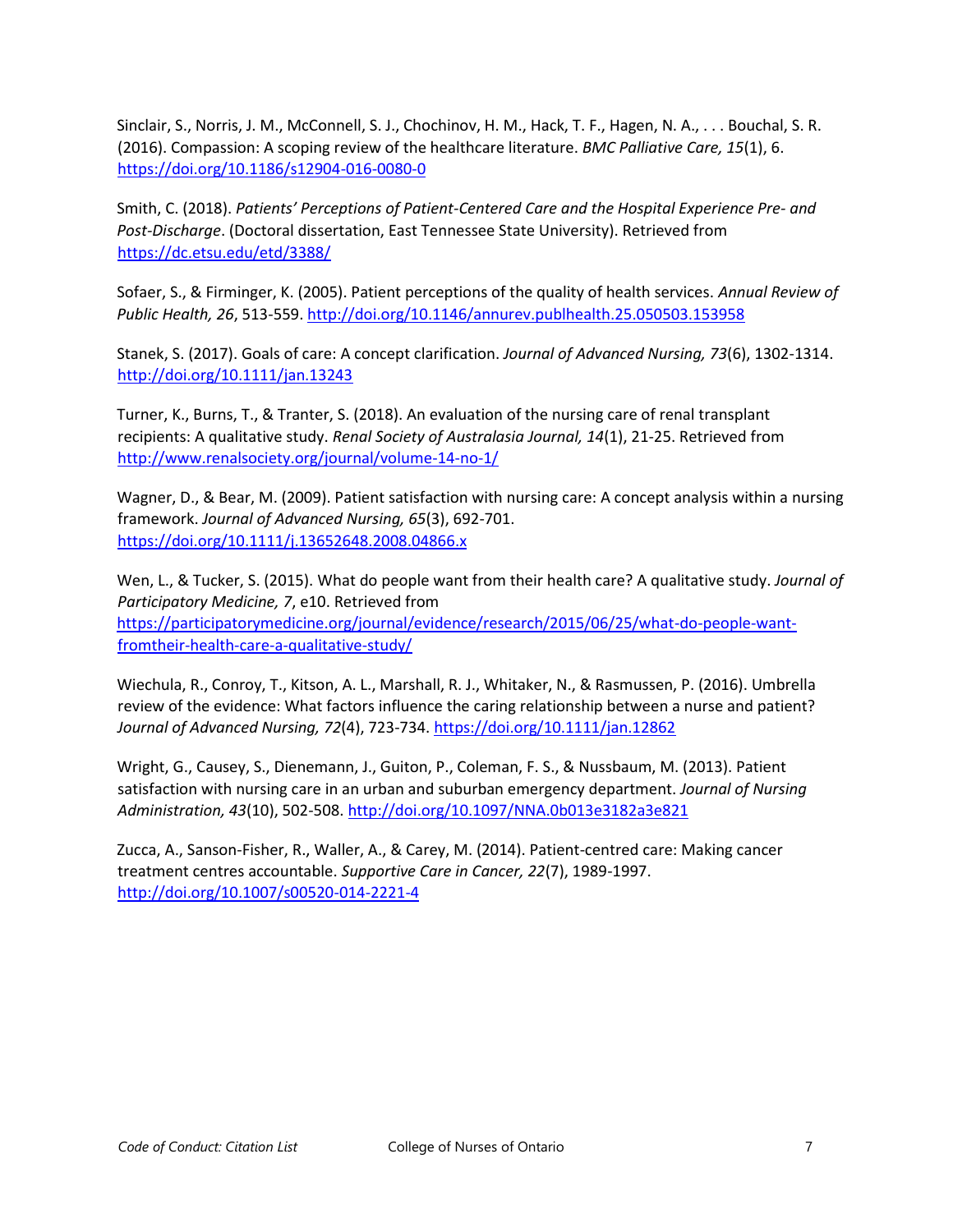Sinclair, S., Norris, J. M., McConnell, S. J., Chochinov, H. M., Hack, T. F., Hagen, N. A., . . . Bouchal, S. R. (2016). Compassion: A scoping review of the healthcare literature. *BMC Palliative Care, 15*(1), 6. https://doi.org/10.1186/s12904-016-0080-0

Smith, C. (2018). *Patients' Perceptions of Patient-Centered Care and the Hospital Experience Pre- and Post-Discharge*. (Doctoral dissertation, East Tennessee State University). Retrieved from https://dc.etsu.edu/etd/3388/

Sofaer, S., & Firminger, K. (2005). Patient perceptions of the quality of health services. *Annual Review of Public Health, 26*, 513-559. http://doi.org/10.1146/annurev.publhealth.25.050503.153958

Stanek, S. (2017). Goals of care: A concept clarification. *Journal of Advanced Nursing, 73*(6), 1302-1314. http://doi.org/10.1111/jan.13243

Turner, K., Burns, T., & Tranter, S. (2018). An evaluation of the nursing care of renal transplant recipients: A qualitative study. *Renal Society of Australasia Journal, 14*(1), 21-25. Retrieved from http://www.renalsociety.org/journal/volume-14-no-1/

Wagner, D., & Bear, M. (2009). Patient satisfaction with nursing care: A concept analysis within a nursing framework. *Journal of Advanced Nursing, 65*(3), 692-701. https://doi.org/10.1111/j.13652648.2008.04866.x

Wen, L., & Tucker, S. (2015). What do people want from their health care? A qualitative study. *Journal of Participatory Medicine, 7*, e10. Retrieved from https://participatorymedicine.org/journal/evidence/research/2015/06/25/what-do-people-want-fromtheir-health-care-a-qualitative-study/

Wiechula, R., Conroy, T., Kitson, A. L., Marshall, R. J., Whitaker, N., & Rasmussen, P. (2016). Umbrella review of the evidence: What factors influence the caring relationship between a nurse and patient? *Journal of Advanced Nursing, 72*(4), 723-734. https://doi.org/10.1111/jan.12862

Wright, G., Causey, S., Dienemann, J., Guiton, P., Coleman, F. S., & Nussbaum, M. (2013). Patient satisfaction with nursing care in an urban and suburban emergency department. *Journal of Nursing Administration, 43*(10), 502-508. http://doi.org/10.1097/NNA.0b013e3182a3e821

Zucca, A., Sanson-Fisher, R., Waller, A., & Carey, M. (2014). Patient-centred care: Making cancer treatment centres accountable. *Supportive Care in Cancer, 22*(7), 1989-1997. http://doi.org/10.1007/s00520-014-2221-4